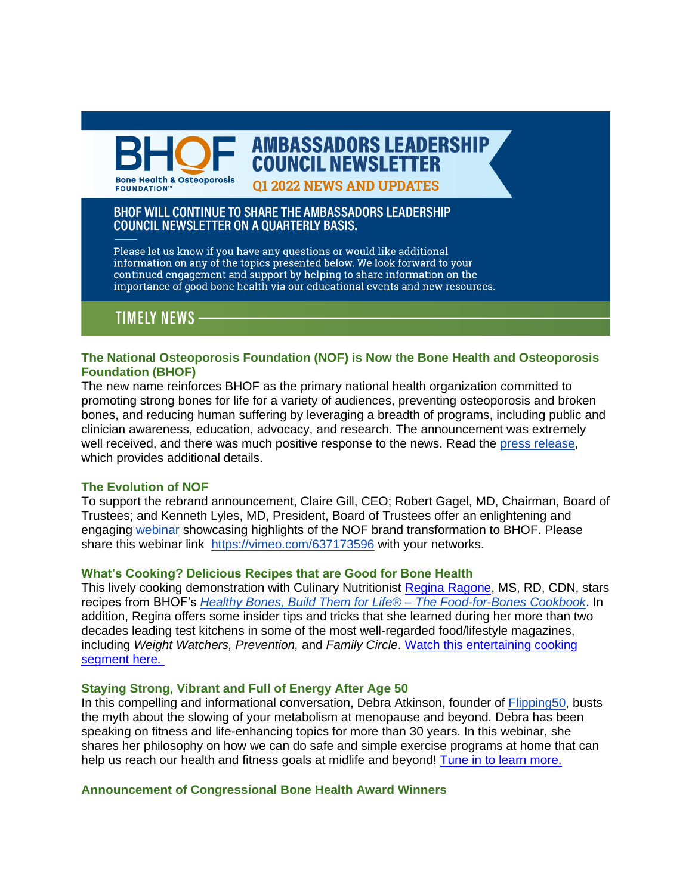BHOF
Bone Health & Osteoporosis FOUNDATION™

# AMBASSADORS LEADERSHIP COUNCIL NEWSLETTER

**Q1 2022 NEWS AND UPDATES**

**BHOF WILL CONTINUE TO SHARE THE AMBASSADORS LEADERSHIP COUNCIL NEWSLETTER ON A QUARTERLY BASIS.**

Please let us know if you have any questions or would like additional information on any of the topics presented below. We look forward to your continued engagement and support by helping to share information on the importance of good bone health via our educational events and new resources.

## TIMELY NEWS

### The National Osteoporosis Foundation (NOF) is Now the Bone Health and Osteoporosis Foundation (BHOF)

The new name reinforces BHOF as the primary national health organization committed to promoting strong bones for life for a variety of audiences, preventing osteoporosis and broken bones, and reducing human suffering by leveraging a breadth of programs, including public and clinician awareness, education, advocacy, and research. The announcement was extremely well received, and there was much positive response to the news. Read the press release, which provides additional details.

### The Evolution of NOF

To support the rebrand announcement, Claire Gill, CEO; Robert Gagel, MD, Chairman, Board of Trustees; and Kenneth Lyles, MD, President, Board of Trustees offer an enlightening and engaging webinar showcasing highlights of the NOF brand transformation to BHOF. Please share this webinar link https://vimeo.com/637173596 with your networks.

### What's Cooking? Delicious Recipes that are Good for Bone Health

This lively cooking demonstration with Culinary Nutritionist Regina Ragone, MS, RD, CDN, stars recipes from BHOF's *Healthy Bones, Build Them for Life® – The Food-for-Bones Cookbook*. In addition, Regina offers some insider tips and tricks that she learned during her more than two decades leading test kitchens in some of the most well-regarded food/lifestyle magazines, including *Weight Watchers, Prevention,* and *Family Circle*. Watch this entertaining cooking segment here.

### Staying Strong, Vibrant and Full of Energy After Age 50

In this compelling and informational conversation, Debra Atkinson, founder of Flipping50, busts the myth about the slowing of your metabolism at menopause and beyond. Debra has been speaking on fitness and life-enhancing topics for more than 30 years. In this webinar, she shares her philosophy on how we can do safe and simple exercise programs at home that can help us reach our health and fitness goals at midlife and beyond! Tune in to learn more.

### Announcement of Congressional Bone Health Award Winners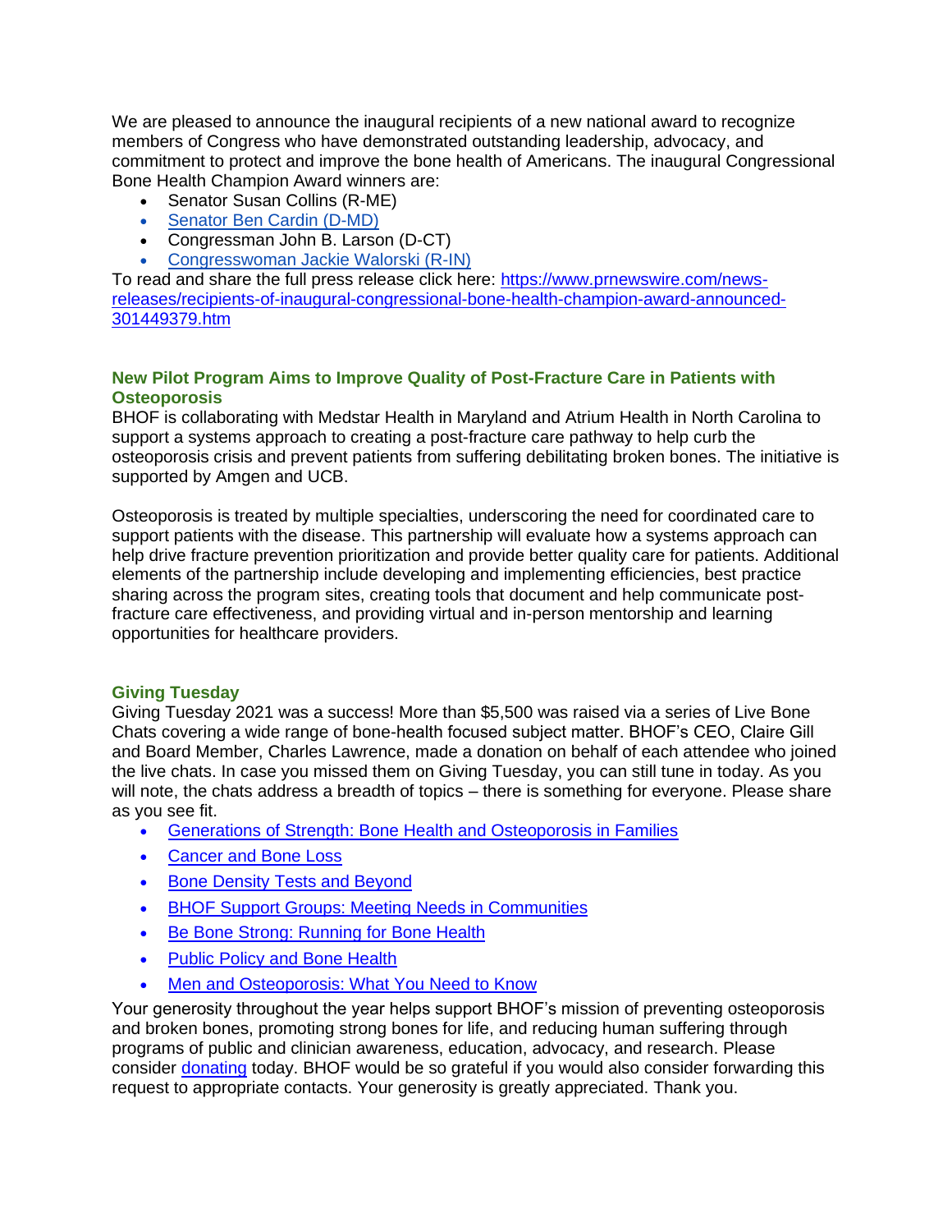We are pleased to announce the inaugural recipients of a new national award to recognize members of Congress who have demonstrated outstanding leadership, advocacy, and commitment to protect and improve the bone health of Americans. The inaugural Congressional Bone Health Champion Award winners are:

- Senator Susan Collins (R-ME)
- Senator Ben Cardin (D-MD)
- Congressman John B. Larson (D-CT)
- Congresswoman Jackie Walorski (R-IN)

To read and share the full press release click here: https://www.prnewswire.com/news-releases/recipients-of-inaugural-congressional-bone-health-champion-award-announced-301449379.htm

### New Pilot Program Aims to Improve Quality of Post-Fracture Care in Patients with Osteoporosis

BHOF is collaborating with Medstar Health in Maryland and Atrium Health in North Carolina to support a systems approach to creating a post-fracture care pathway to help curb the osteoporosis crisis and prevent patients from suffering debilitating broken bones. The initiative is supported by Amgen and UCB.

Osteoporosis is treated by multiple specialties, underscoring the need for coordinated care to support patients with the disease. This partnership will evaluate how a systems approach can help drive fracture prevention prioritization and provide better quality care for patients. Additional elements of the partnership include developing and implementing efficiencies, best practice sharing across the program sites, creating tools that document and help communicate post-fracture care effectiveness, and providing virtual and in-person mentorship and learning opportunities for healthcare providers.

### Giving Tuesday

Giving Tuesday 2021 was a success! More than $5,500 was raised via a series of Live Bone Chats covering a wide range of bone-health focused subject matter. BHOF's CEO, Claire Gill and Board Member, Charles Lawrence, made a donation on behalf of each attendee who joined the live chats. In case you missed them on Giving Tuesday, you can still tune in today. As you will note, the chats address a breadth of topics – there is something for everyone. Please share as you see fit.

- Generations of Strength: Bone Health and Osteoporosis in Families
- Cancer and Bone Loss
- Bone Density Tests and Beyond
- BHOF Support Groups: Meeting Needs in Communities
- Be Bone Strong: Running for Bone Health
- Public Policy and Bone Health
- Men and Osteoporosis: What You Need to Know

Your generosity throughout the year helps support BHOF's mission of preventing osteoporosis and broken bones, promoting strong bones for life, and reducing human suffering through programs of public and clinician awareness, education, advocacy, and research. Please consider donating today. BHOF would be so grateful if you would also consider forwarding this request to appropriate contacts. Your generosity is greatly appreciated. Thank you.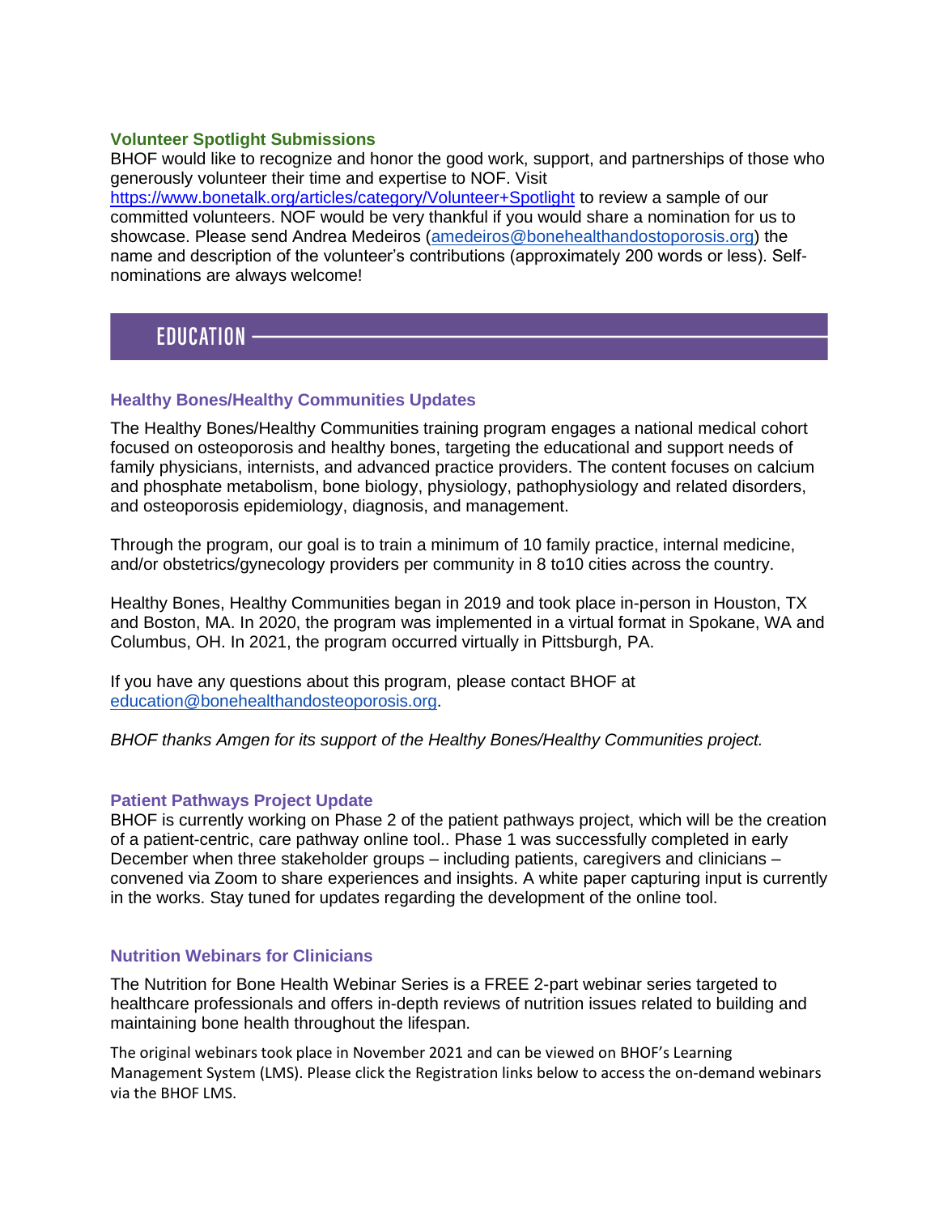### Volunteer Spotlight Submissions

BHOF would like to recognize and honor the good work, support, and partnerships of those who generously volunteer their time and expertise to NOF. Visit https://www.bonetalk.org/articles/category/Volunteer+Spotlight to review a sample of our committed volunteers. NOF would be very thankful if you would share a nomination for us to showcase. Please send Andrea Medeiros (amedeiros@bonehealthandostoporosis.org) the name and description of the volunteer's contributions (approximately 200 words or less). Self-nominations are always welcome!

## EDUCATION

### Healthy Bones/Healthy Communities Updates

The Healthy Bones/Healthy Communities training program engages a national medical cohort focused on osteoporosis and healthy bones, targeting the educational and support needs of family physicians, internists, and advanced practice providers. The content focuses on calcium and phosphate metabolism, bone biology, physiology, pathophysiology and related disorders, and osteoporosis epidemiology, diagnosis, and management.

Through the program, our goal is to train a minimum of 10 family practice, internal medicine, and/or obstetrics/gynecology providers per community in 8 to10 cities across the country.

Healthy Bones, Healthy Communities began in 2019 and took place in-person in Houston, TX and Boston, MA. In 2020, the program was implemented in a virtual format in Spokane, WA and Columbus, OH. In 2021, the program occurred virtually in Pittsburgh, PA.

If you have any questions about this program, please contact BHOF at education@bonehealthandosteoporosis.org.

*BHOF thanks Amgen for its support of the Healthy Bones/Healthy Communities project.*

### Patient Pathways Project Update

BHOF is currently working on Phase 2 of the patient pathways project, which will be the creation of a patient-centric, care pathway online tool.. Phase 1 was successfully completed in early December when three stakeholder groups – including patients, caregivers and clinicians – convened via Zoom to share experiences and insights. A white paper capturing input is currently in the works. Stay tuned for updates regarding the development of the online tool.

### Nutrition Webinars for Clinicians

The Nutrition for Bone Health Webinar Series is a FREE 2-part webinar series targeted to healthcare professionals and offers in-depth reviews of nutrition issues related to building and maintaining bone health throughout the lifespan.

The original webinars took place in November 2021 and can be viewed on BHOF's Learning Management System (LMS). Please click the Registration links below to access the on-demand webinars via the BHOF LMS.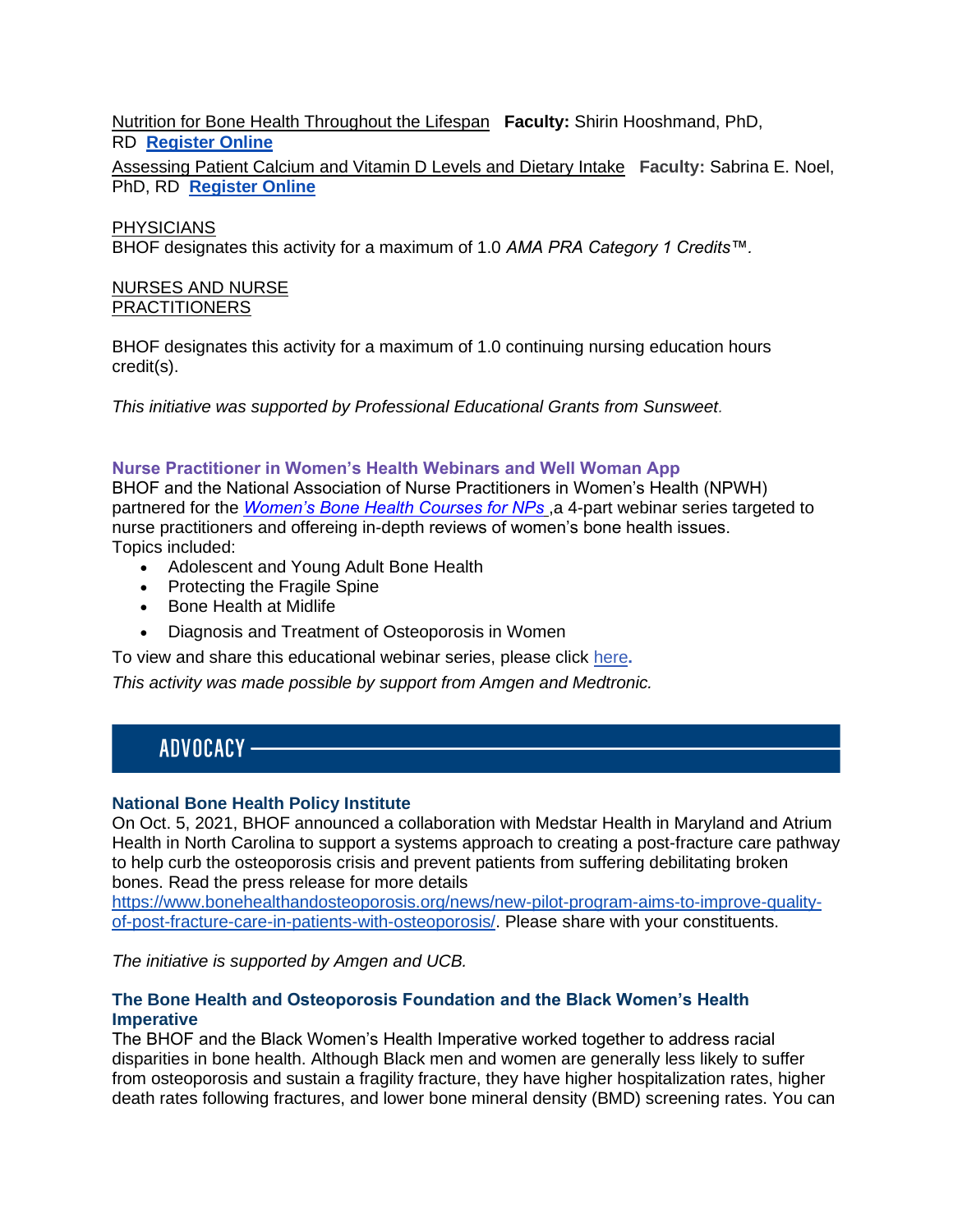Nutrition for Bone Health Throughout the Lifespan **Faculty:** Shirin Hooshmand, PhD, RD **Register Online**

Assessing Patient Calcium and Vitamin D Levels and Dietary Intake **Faculty:** Sabrina E. Noel, PhD, RD **Register Online**

PHYSICIANS
BHOF designates this activity for a maximum of 1.0 *AMA PRA Category 1 Credits™.*

NURSES AND NURSE PRACTITIONERS

BHOF designates this activity for a maximum of 1.0 continuing nursing education hours credit(s).

*This initiative was supported by Professional Educational Grants from Sunsweet.*

### Nurse Practitioner in Women's Health Webinars and Well Woman App

BHOF and the National Association of Nurse Practitioners in Women's Health (NPWH) partnered for the *Women's Bone Health Courses for NPs* ,a 4-part webinar series targeted to nurse practitioners and offereing in-depth reviews of women's bone health issues.
Topics included:

- Adolescent and Young Adult Bone Health
- Protecting the Fragile Spine
- Bone Health at Midlife
- Diagnosis and Treatment of Osteoporosis in Women

To view and share this educational webinar series, please click here**.**

*This activity was made possible by support from Amgen and Medtronic.*

## ADVOCACY

### National Bone Health Policy Institute

On Oct. 5, 2021, BHOF announced a collaboration with Medstar Health in Maryland and Atrium Health in North Carolina to support a systems approach to creating a post-fracture care pathway to help curb the osteoporosis crisis and prevent patients from suffering debilitating broken bones. Read the press release for more details https://www.bonehealthandosteoporosis.org/news/new-pilot-program-aims-to-improve-quality-of-post-fracture-care-in-patients-with-osteoporosis/. Please share with your constituents.

*The initiative is supported by Amgen and UCB.*

### The Bone Health and Osteoporosis Foundation and the Black Women's Health Imperative

The BHOF and the Black Women's Health Imperative worked together to address racial disparities in bone health. Although Black men and women are generally less likely to suffer from osteoporosis and sustain a fragility fracture, they have higher hospitalization rates, higher death rates following fractures, and lower bone mineral density (BMD) screening rates. You can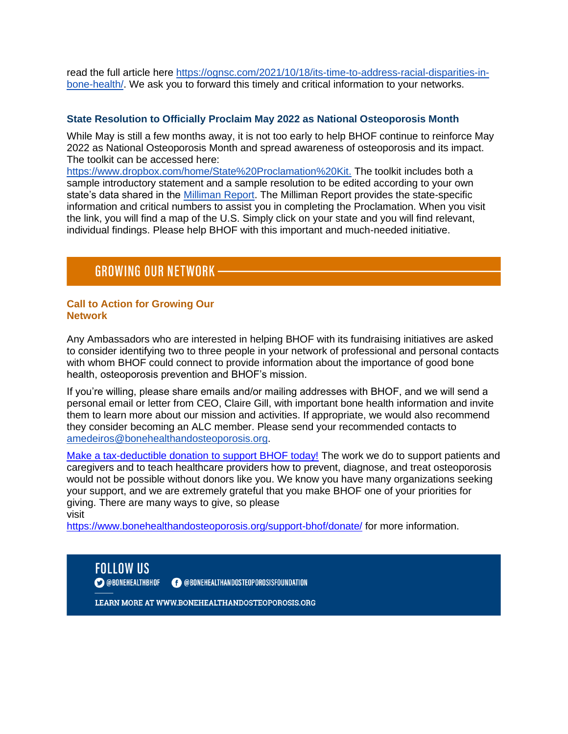read the full article here https://ognsc.com/2021/10/18/its-time-to-address-racial-disparities-in-bone-health/. We ask you to forward this timely and critical information to your networks.

### State Resolution to Officially Proclaim May 2022 as National Osteoporosis Month

While May is still a few months away, it is not too early to help BHOF continue to reinforce May 2022 as National Osteoporosis Month and spread awareness of osteoporosis and its impact. The toolkit can be accessed here: https://www.dropbox.com/home/State%20Proclamation%20Kit. The toolkit includes both a sample introductory statement and a sample resolution to be edited according to your own state's data shared in the Milliman Report. The Milliman Report provides the state-specific information and critical numbers to assist you in completing the Proclamation. When you visit the link, you will find a map of the U.S. Simply click on your state and you will find relevant, individual findings. Please help BHOF with this important and much-needed initiative.

## GROWING OUR NETWORK

### Call to Action for Growing Our Network

Any Ambassadors who are interested in helping BHOF with its fundraising initiatives are asked to consider identifying two to three people in your network of professional and personal contacts with whom BHOF could connect to provide information about the importance of good bone health, osteoporosis prevention and BHOF's mission.

If you're willing, please share emails and/or mailing addresses with BHOF, and we will send a personal email or letter from CEO, Claire Gill, with important bone health information and invite them to learn more about our mission and activities. If appropriate, we would also recommend they consider becoming an ALC member. Please send your recommended contacts to amedeiros@bonehealthandosteoporosis.org.

Make a tax-deductible donation to support BHOF today! The work we do to support patients and caregivers and to teach healthcare providers how to prevent, diagnose, and treat osteoporosis would not be possible without donors like you. We know you have many organizations seeking your support, and we are extremely grateful that you make BHOF one of your priorities for giving. There are many ways to give, so please visit https://www.bonehealthandosteoporosis.org/support-bhof/donate/ for more information.

**FOLLOW US**

@BONEHEALTHBHOF @BONEHEALTHANDOSTEOPOROSISFOUNDATION

LEARN MORE AT WWW.BONEHEALTHANDOSTEOPOROSIS.ORG